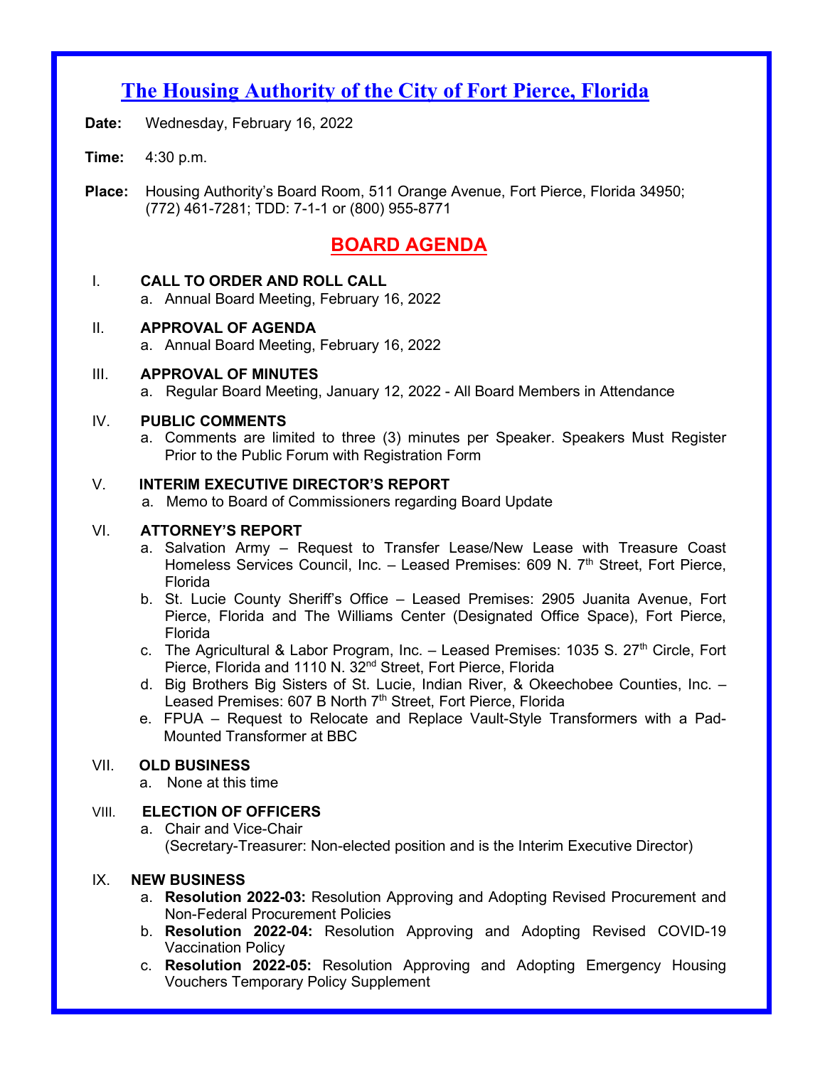# The Housing Authority of the City of Fort Pierce, Florida

**Date:** Wednesday, February 16, 2022

**Time:** 4:30 p.m.

**Place:** Housing Authority's Board Room, 511 Orange Avenue, Fort Pierce, Florida 34950; (772) 461-7281; TDD: 7-1-1 or (800) 955-8771

## BOARD AGENDA

I. **CALL TO ORDER AND ROLL CALL**
   a. Annual Board Meeting, February 16, 2022

II. **APPROVAL OF AGENDA**
   a. Annual Board Meeting, February 16, 2022

III. **APPROVAL OF MINUTES**
   a. Regular Board Meeting, January 12, 2022 - All Board Members in Attendance

IV. **PUBLIC COMMENTS**
   a. Comments are limited to three (3) minutes per Speaker. Speakers Must Register Prior to the Public Forum with Registration Form

V. **INTERIM EXECUTIVE DIRECTOR'S REPORT**
   a. Memo to Board of Commissioners regarding Board Update

VI. **ATTORNEY'S REPORT**
   a. Salvation Army – Request to Transfer Lease/New Lease with Treasure Coast Homeless Services Council, Inc. – Leased Premises: 609 N. 7th Street, Fort Pierce, Florida
   b. St. Lucie County Sheriff's Office – Leased Premises: 2905 Juanita Avenue, Fort Pierce, Florida and The Williams Center (Designated Office Space), Fort Pierce, Florida
   c. The Agricultural & Labor Program, Inc. – Leased Premises: 1035 S. 27th Circle, Fort Pierce, Florida and 1110 N. 32nd Street, Fort Pierce, Florida
   d. Big Brothers Big Sisters of St. Lucie, Indian River, & Okeechobee Counties, Inc. – Leased Premises: 607 B North 7th Street, Fort Pierce, Florida
   e. FPUA – Request to Relocate and Replace Vault-Style Transformers with a Pad-Mounted Transformer at BBC

VII. **OLD BUSINESS**
   a. None at this time

VIII. **ELECTION OF OFFICERS**
   a. Chair and Vice-Chair
      (Secretary-Treasurer: Non-elected position and is the Interim Executive Director)

IX. **NEW BUSINESS**
   a. **Resolution 2022-03:** Resolution Approving and Adopting Revised Procurement and Non-Federal Procurement Policies
   b. **Resolution 2022-04:** Resolution Approving and Adopting Revised COVID-19 Vaccination Policy
   c. **Resolution 2022-05:** Resolution Approving and Adopting Emergency Housing Vouchers Temporary Policy Supplement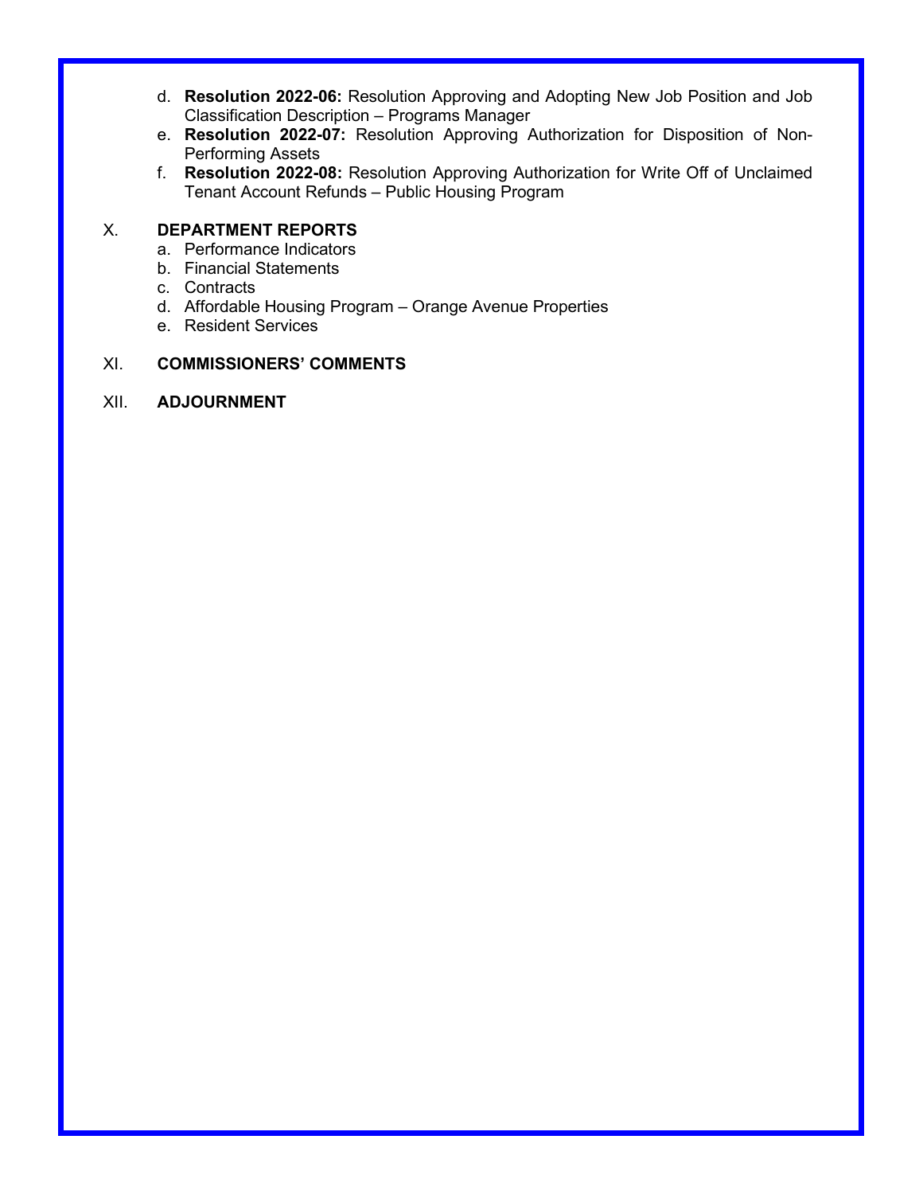d. **Resolution 2022-06:** Resolution Approving and Adopting New Job Position and Job Classification Description – Programs Manager
e. **Resolution 2022-07:** Resolution Approving Authorization for Disposition of Non-Performing Assets
f. **Resolution 2022-08:** Resolution Approving Authorization for Write Off of Unclaimed Tenant Account Refunds – Public Housing Program

X. **DEPARTMENT REPORTS**

a. Performance Indicators
b. Financial Statements
c. Contracts
d. Affordable Housing Program – Orange Avenue Properties
e. Resident Services

XI. **COMMISSIONERS' COMMENTS**

XII. **ADJOURNMENT**